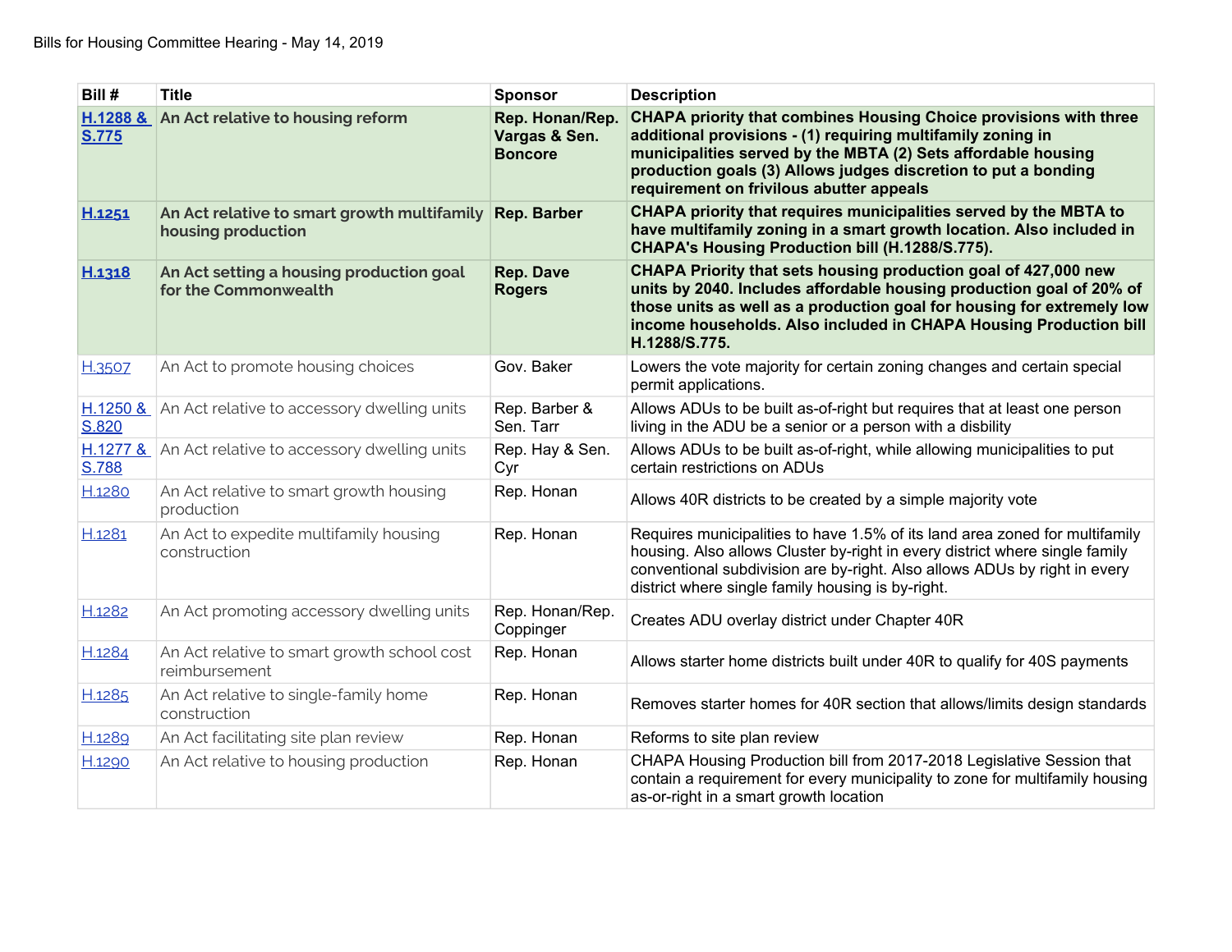Bills for Housing Committee Hearing - May 14, 2019

| Bill # | Title | Sponsor | Description |
| --- | --- | --- | --- |
| **H.1288 & S.775** | **An Act relative to housing reform** | **Rep. Honan/Rep. Vargas & Sen. Boncore** | **CHAPA priority that combines Housing Choice provisions with three additional provisions - (1) requiring multifamily zoning in municipalities served by the MBTA (2) Sets affordable housing production goals (3) Allows judges discretion to put a bonding requirement on frivilous abutter appeals** |
| **H.1251** | **An Act relative to smart growth multifamily housing production** | **Rep. Barber** | **CHAPA priority that requires municipalities served by the MBTA to have multifamily zoning in a smart growth location. Also included in CHAPA's Housing Production bill (H.1288/S.775).** |
| **H.1318** | **An Act setting a housing production goal for the Commonwealth** | **Rep. Dave Rogers** | **CHAPA Priority that sets housing production goal of 427,000 new units by 2040. Includes affordable housing production goal of 20% of those units as well as a production goal for housing for extremely low income households. Also included in CHAPA Housing Production bill H.1288/S.775.** |
| H.3507 | An Act to promote housing choices | Gov. Baker | Lowers the vote majority for certain zoning changes and certain special permit applications. |
| H.1250 & S.820 | An Act relative to accessory dwelling units | Rep. Barber & Sen. Tarr | Allows ADUs to be built as-of-right but requires that at least one person living in the ADU be a senior or a person with a disbility |
| H.1277 & S.788 | An Act relative to accessory dwelling units | Rep. Hay & Sen. Cyr | Allows ADUs to be built as-of-right, while allowing municipalities to put certain restrictions on ADUs |
| H.1280 | An Act relative to smart growth housing production | Rep. Honan | Allows 40R districts to be created by a simple majority vote |
| H.1281 | An Act to expedite multifamily housing construction | Rep. Honan | Requires municipalities to have 1.5% of its land area zoned for multifamily housing. Also allows Cluster by-right in every district where single family conventional subdivision are by-right. Also allows ADUs by right in every district where single family housing is by-right. |
| H.1282 | An Act promoting accessory dwelling units | Rep. Honan/Rep. Coppinger | Creates ADU overlay district under Chapter 40R |
| H.1284 | An Act relative to smart growth school cost reimbursement | Rep. Honan | Allows starter home districts built under 40R to qualify for 40S payments |
| H.1285 | An Act relative to single-family home construction | Rep. Honan | Removes starter homes for 40R section that allows/limits design standards |
| H.1289 | An Act facilitating site plan review | Rep. Honan | Reforms to site plan review |
| H.1290 | An Act relative to housing production | Rep. Honan | CHAPA Housing Production bill from 2017-2018 Legislative Session that contain a requirement for every municipality to zone for multifamily housing as-or-right in a smart growth location |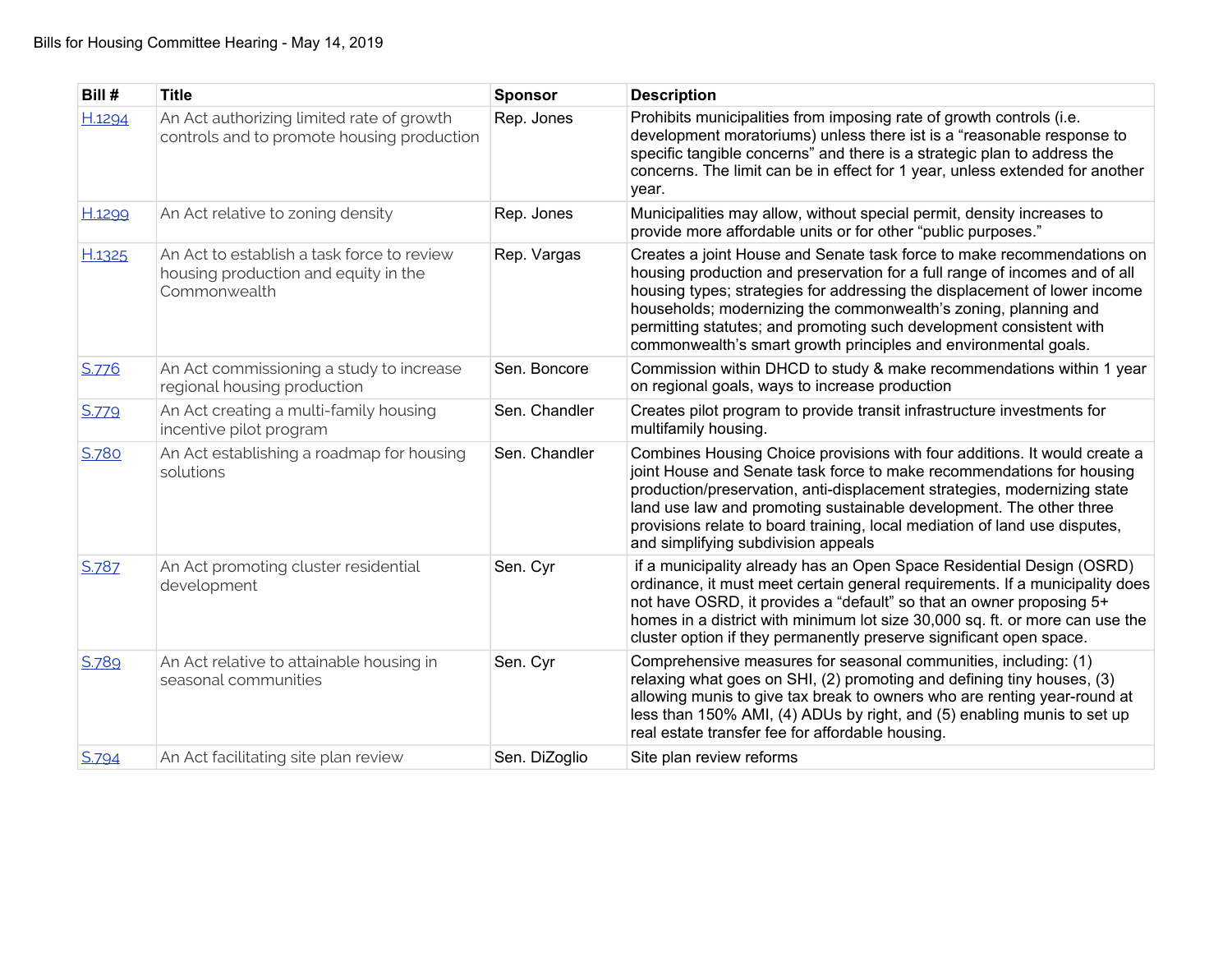Bills for Housing Committee Hearing - May 14, 2019

| Bill # | Title | Sponsor | Description |
|---|---|---|---|
| H.1294 | An Act authorizing limited rate of growth controls and to promote housing production | Rep. Jones | Prohibits municipalities from imposing rate of growth controls (i.e. development moratoriums) unless there ist is a "reasonable response to specific tangible concerns" and there is a strategic plan to address the concerns. The limit can be in effect for 1 year, unless extended for another year. |
| H.1299 | An Act relative to zoning density | Rep. Jones | Municipalities may allow, without special permit, density increases to provide more affordable units or for other "public purposes." |
| H.1325 | An Act to establish a task force to review housing production and equity in the Commonwealth | Rep. Vargas | Creates a joint House and Senate task force to make recommendations on housing production and preservation for a full range of incomes and of all housing types; strategies for addressing the displacement of lower income households; modernizing the commonwealth's zoning, planning and permitting statutes; and promoting such development consistent with commonwealth's smart growth principles and environmental goals. |
| S.776 | An Act commissioning a study to increase regional housing production | Sen. Boncore | Commission within DHCD to study & make recommendations within 1 year on regional goals, ways to increase production |
| S.779 | An Act creating a multi-family housing incentive pilot program | Sen. Chandler | Creates pilot program to provide transit infrastructure investments for multifamily housing. |
| S.780 | An Act establishing a roadmap for housing solutions | Sen. Chandler | Combines Housing Choice provisions with four additions. It would create a joint House and Senate task force to make recommendations for housing production/preservation, anti-displacement strategies, modernizing state land use law and promoting sustainable development. The other three provisions relate to board training, local mediation of land use disputes, and simplifying subdivision appeals |
| S.787 | An Act promoting cluster residential development | Sen. Cyr | if a municipality already has an Open Space Residential Design (OSRD) ordinance, it must meet certain general requirements. If a municipality does not have OSRD, it provides a "default" so that an owner proposing 5+ homes in a district with minimum lot size 30,000 sq. ft. or more can use the cluster option if they permanently preserve significant open space. |
| S.789 | An Act relative to attainable housing in seasonal communities | Sen. Cyr | Comprehensive measures for seasonal communities, including: (1) relaxing what goes on SHI, (2) promoting and defining tiny houses, (3) allowing munis to give tax break to owners who are renting year-round at less than 150% AMI, (4) ADUs by right, and (5) enabling munis to set up real estate transfer fee for affordable housing. |
| S.794 | An Act facilitating site plan review | Sen. DiZoglio | Site plan review reforms |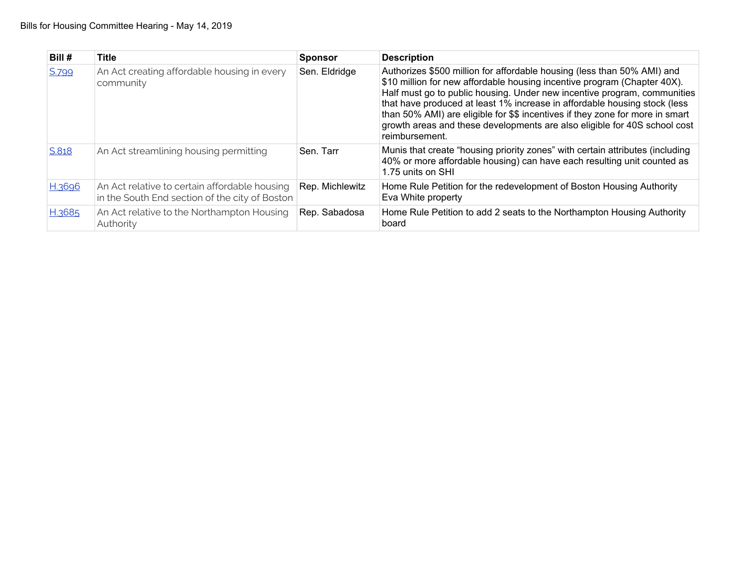Bills for Housing Committee Hearing - May 14, 2019

| Bill # | Title | Sponsor | Description |
| --- | --- | --- | --- |
| S.799 | An Act creating affordable housing in every community | Sen. Eldridge | Authorizes $500 million for affordable housing (less than 50% AMI) and $10 million for new affordable housing incentive program (Chapter 40X). Half must go to public housing. Under new incentive program, communities that have produced at least 1% increase in affordable housing stock (less than 50% AMI) are eligible for $$ incentives if they zone for more in smart growth areas and these developments are also eligible for 40S school cost reimbursement. |
| S.818 | An Act streamlining housing permitting | Sen. Tarr | Munis that create “housing priority zones” with certain attributes (including 40% or more affordable housing) can have each resulting unit counted as 1.75 units on SHI |
| H.3696 | An Act relative to certain affordable housing in the South End section of the city of Boston | Rep. Michlewitz | Home Rule Petition for the redevelopment of Boston Housing Authority Eva White property |
| H.3685 | An Act relative to the Northampton Housing Authority | Rep. Sabadosa | Home Rule Petition to add 2 seats to the Northampton Housing Authority board |